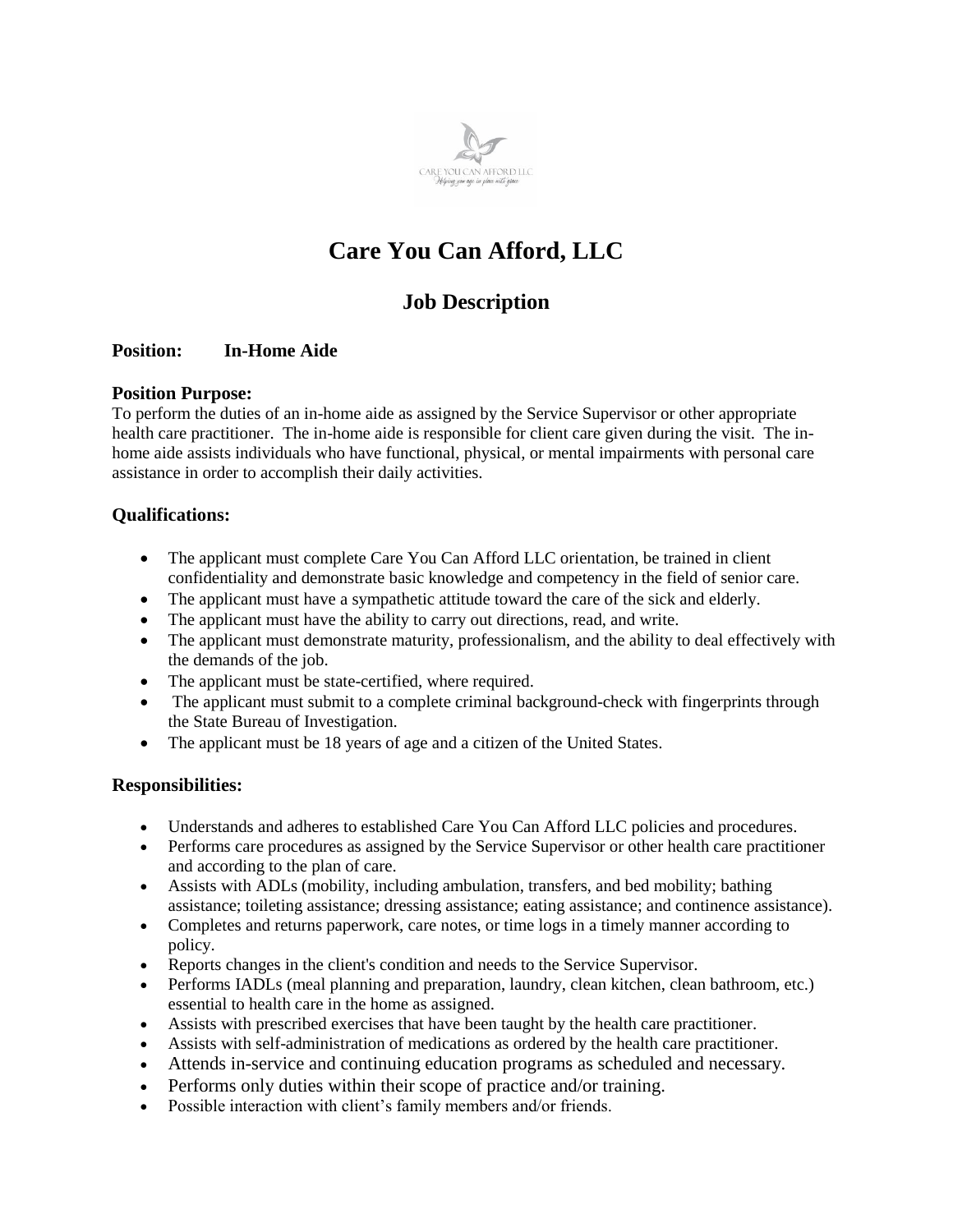# Care You Can Afford, LLC

## Job Description

**Position: In-Home Aide**

### Position Purpose:

To perform the duties of an in-home aide as assigned by the Service Supervisor or other appropriate health care practitioner. The in-home aide is responsible for client care given during the visit. The in-home aide assists individuals who have functional, physical, or mental impairments with personal care assistance in order to accomplish their daily activities.

### Qualifications:

- The applicant must complete Care You Can Afford LLC orientation, be trained in client confidentiality and demonstrate basic knowledge and competency in the field of senior care.
- The applicant must have a sympathetic attitude toward the care of the sick and elderly.
- The applicant must have the ability to carry out directions, read, and write.
- The applicant must demonstrate maturity, professionalism, and the ability to deal effectively with the demands of the job.
- The applicant must be state-certified, where required.
- The applicant must submit to a complete criminal background-check with fingerprints through the State Bureau of Investigation.
- The applicant must be 18 years of age and a citizen of the United States.

### Responsibilities:

- Understands and adheres to established Care You Can Afford LLC policies and procedures.
- Performs care procedures as assigned by the Service Supervisor or other health care practitioner and according to the plan of care.
- Assists with ADLs (mobility, including ambulation, transfers, and bed mobility; bathing assistance; toileting assistance; dressing assistance; eating assistance; and continence assistance).
- Completes and returns paperwork, care notes, or time logs in a timely manner according to policy.
- Reports changes in the client's condition and needs to the Service Supervisor.
- Performs IADLs (meal planning and preparation, laundry, clean kitchen, clean bathroom, etc.) essential to health care in the home as assigned.
- Assists with prescribed exercises that have been taught by the health care practitioner.
- Assists with self-administration of medications as ordered by the health care practitioner.
- Attends in-service and continuing education programs as scheduled and necessary.
- Performs only duties within their scope of practice and/or training.
- Possible interaction with client's family members and/or friends.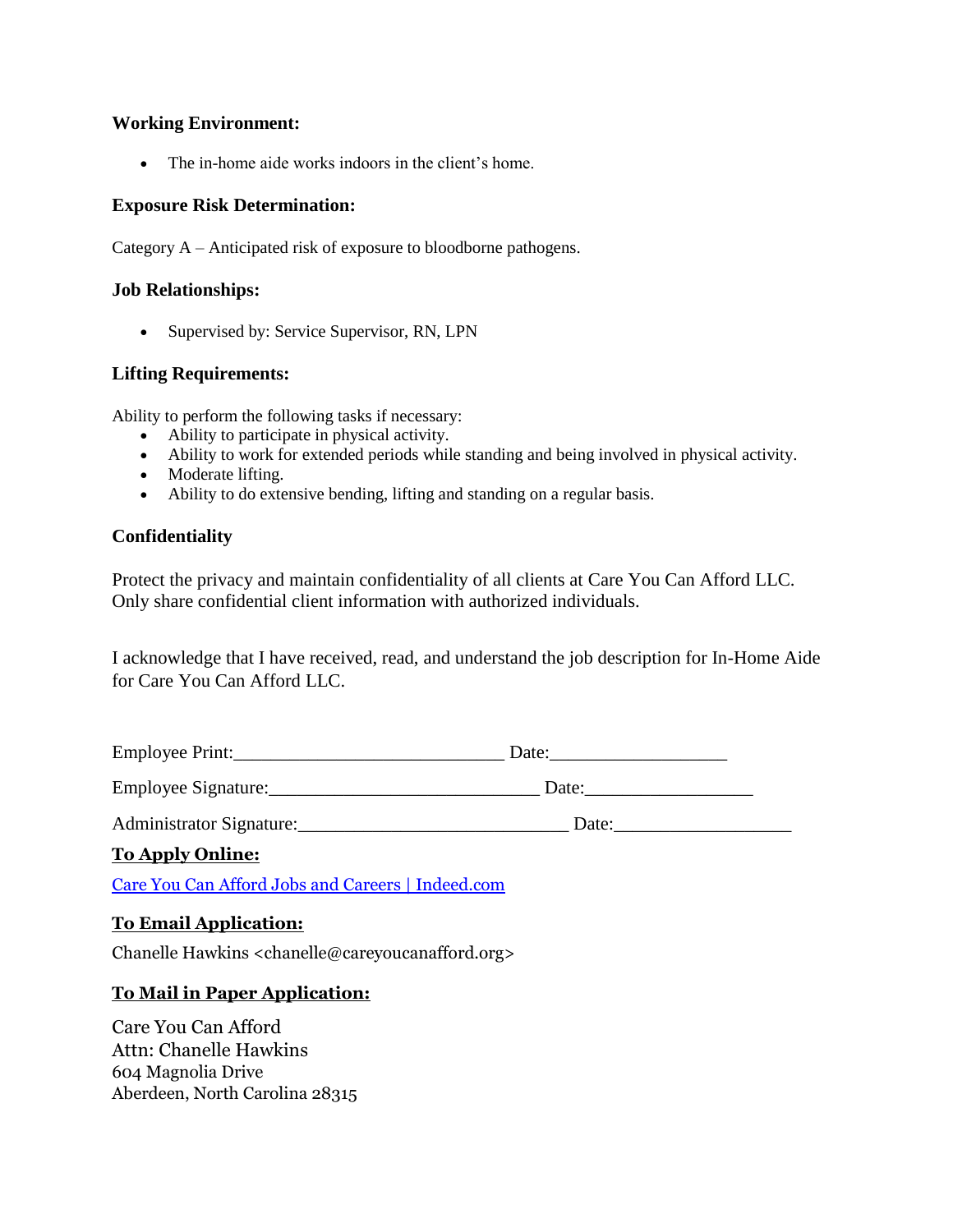**Working Environment:**

- The in-home aide works indoors in the client's home.

**Exposure Risk Determination:**

Category A – Anticipated risk of exposure to bloodborne pathogens.

**Job Relationships:**

- Supervised by: Service Supervisor, RN, LPN

**Lifting Requirements:**

Ability to perform the following tasks if necessary:

- Ability to participate in physical activity.
- Ability to work for extended periods while standing and being involved in physical activity.
- Moderate lifting.
- Ability to do extensive bending, lifting and standing on a regular basis.

**Confidentiality**

Protect the privacy and maintain confidentiality of all clients at Care You Can Afford LLC. Only share confidential client information with authorized individuals.

I acknowledge that I have received, read, and understand the job description for In-Home Aide for Care You Can Afford LLC.

Employee Print:____________________________ Date:__________________

Employee Signature:____________________________ Date:_________________

Administrator Signature:____________________________ Date:__________________

**To Apply Online:**

Care You Can Afford Jobs and Careers | Indeed.com

**To Email Application:**

Chanelle Hawkins <chanelle@careyoucanafford.org>

**To Mail in Paper Application:**

Care You Can Afford
Attn: Chanelle Hawkins
604 Magnolia Drive
Aberdeen, North Carolina 28315